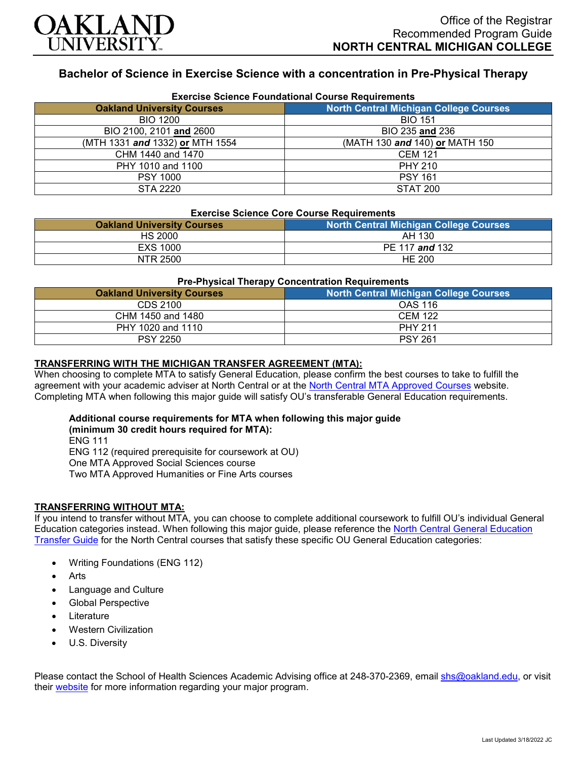# OAKLAND UNIVERSITY

Office of the Registrar
Recommended Program Guide
**NORTH CENTRAL MICHIGAN COLLEGE**

## Bachelor of Science in Exercise Science with a concentration in Pre-Physical Therapy

### Exercise Science Foundational Course Requirements

| Oakland University Courses | North Central Michigan College Courses |
|---|---|
| BIO 1200 | BIO 151 |
| BIO 2100, 2101 **and** 2600 | BIO 235 **and** 236 |
| (MTH 1331 ***and*** 1332) **or** MTH 1554 | (MATH 130 ***and*** 140) **or** MATH 150 |
| CHM 1440 and 1470 | CEM 121 |
| PHY 1010 and 1100 | PHY 210 |
| PSY 1000 | PSY 161 |
| STA 2220 | STAT 200 |

### Exercise Science Core Course Requirements

| Oakland University Courses | North Central Michigan College Courses |
|---|---|
| HS 2000 | AH 130 |
| EXS 1000 | PE 117 ***and*** 132 |
| NTR 2500 | HE 200 |

### Pre-Physical Therapy Concentration Requirements

| Oakland University Courses | North Central Michigan College Courses |
|---|---|
| CDS 2100 | OAS 116 |
| CHM 1450 and 1480 | CEM 122 |
| PHY 1020 and 1110 | PHY 211 |
| PSY 2250 | PSY 261 |

**TRANSFERRING WITH THE MICHIGAN TRANSFER AGREEMENT (MTA):**

When choosing to complete MTA to satisfy General Education, please confirm the best courses to take to fulfill the agreement with your academic adviser at North Central or at the North Central MTA Approved Courses website. Completing MTA when following this major guide will satisfy OU's transferable General Education requirements.

**Additional course requirements for MTA when following this major guide (minimum 30 credit hours required for MTA):**

ENG 111
ENG 112 (required prerequisite for coursework at OU)
One MTA Approved Social Sciences course
Two MTA Approved Humanities or Fine Arts courses

**TRANSFERRING WITHOUT MTA:**

If you intend to transfer without MTA, you can choose to complete additional coursework to fulfill OU's individual General Education categories instead. When following this major guide, please reference the North Central General Education Transfer Guide for the North Central courses that satisfy these specific OU General Education categories:

- Writing Foundations (ENG 112)
- Arts
- Language and Culture
- Global Perspective
- Literature
- Western Civilization
- U.S. Diversity

Please contact the School of Health Sciences Academic Advising office at 248-370-2369, email shs@oakland.edu, or visit their website for more information regarding your major program.

Last Updated 3/18/2022 JC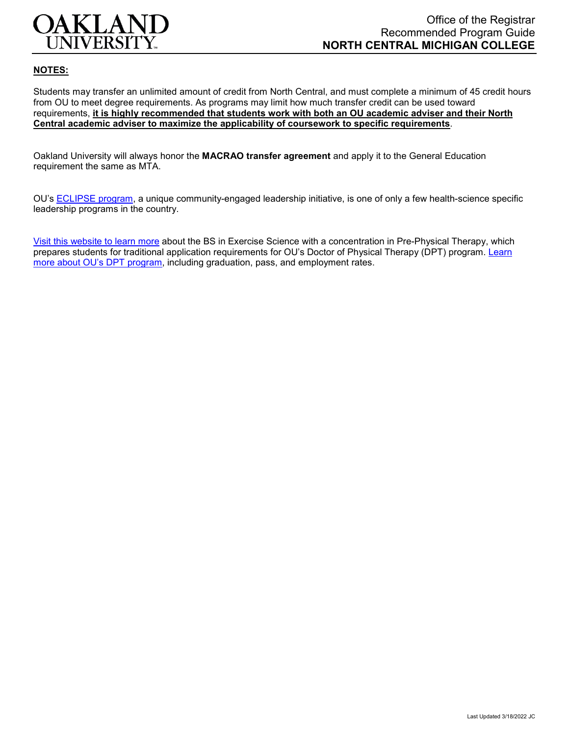**NOTES:**

Students may transfer an unlimited amount of credit from North Central, and must complete a minimum of 45 credit hours from OU to meet degree requirements. As programs may limit how much transfer credit can be used toward requirements, **it is highly recommended that students work with both an OU academic adviser and their North Central academic adviser to maximize the applicability of coursework to specific requirements**.

Oakland University will always honor the **MACRAO transfer agreement** and apply it to the General Education requirement the same as MTA.

OU's ECLIPSE program, a unique community-engaged leadership initiative, is one of only a few health-science specific leadership programs in the country.

Visit this website to learn more about the BS in Exercise Science with a concentration in Pre-Physical Therapy, which prepares students for traditional application requirements for OU's Doctor of Physical Therapy (DPT) program. Learn more about OU's DPT program, including graduation, pass, and employment rates.

Last Updated 3/18/2022 JC